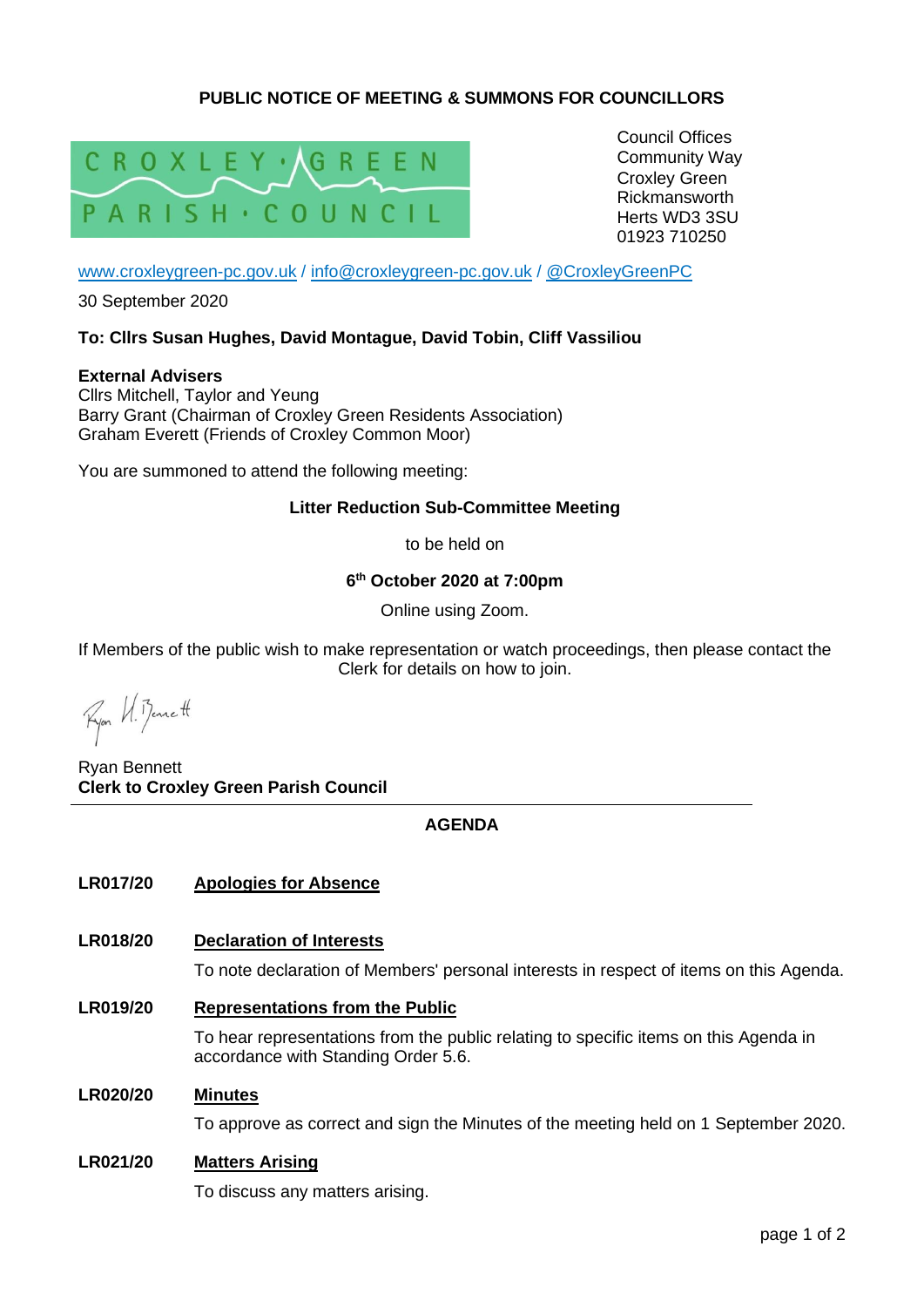# PUBLIC NOTICE OF MEETING & SUMMONS FOR COUNCILLORS

CROXLEY GREEN PARISH COUNCIL

Council Offices
Community Way
Croxley Green
Rickmansworth
Herts WD3 3SU
01923 710250

www.croxleygreen-pc.gov.uk / info@croxleygreen-pc.gov.uk / @CroxleyGreenPC

30 September 2020

**To: Cllrs Susan Hughes, David Montague, David Tobin, Cliff Vassiliou**

**External Advisers**
Cllrs Mitchell, Taylor and Yeung
Barry Grant (Chairman of Croxley Green Residents Association)
Graham Everett (Friends of Croxley Common Moor)

You are summoned to attend the following meeting:

**Litter Reduction Sub-Committee Meeting**

to be held on

**6th October 2020 at 7:00pm**

Online using Zoom.

If Members of the public wish to make representation or watch proceedings, then please contact the Clerk for details on how to join.

Ryan Bennett
**Clerk to Croxley Green Parish Council**

---

## AGENDA

**LR017/20** **Apologies for Absence**

**LR018/20** **Declaration of Interests**

To note declaration of Members' personal interests in respect of items on this Agenda.

**LR019/20** **Representations from the Public**

To hear representations from the public relating to specific items on this Agenda in accordance with Standing Order 5.6.

**LR020/20** **Minutes**

To approve as correct and sign the Minutes of the meeting held on 1 September 2020.

**LR021/20** **Matters Arising**

To discuss any matters arising.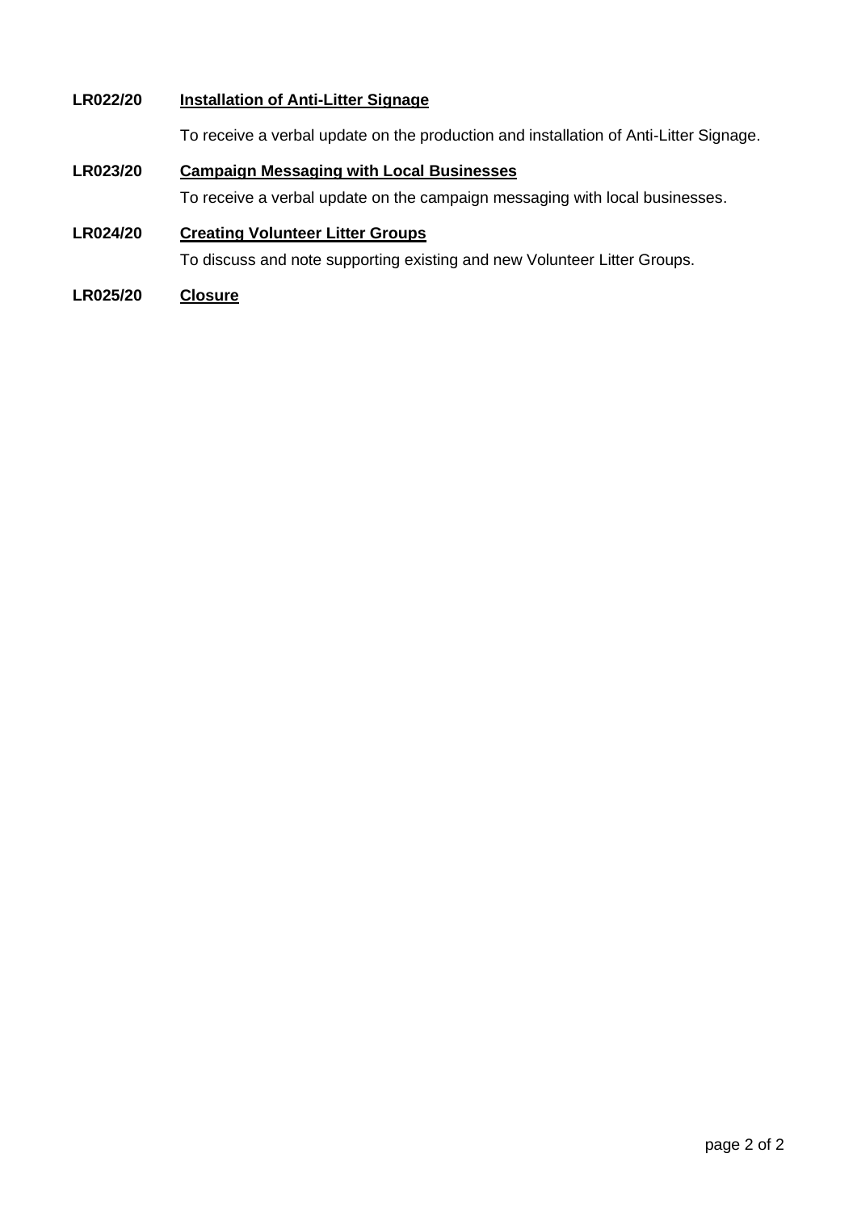**LR022/20** **Installation of Anti-Litter Signage**

To receive a verbal update on the production and installation of Anti-Litter Signage.

**LR023/20** **Campaign Messaging with Local Businesses**

To receive a verbal update on the campaign messaging with local businesses.

**LR024/20** **Creating Volunteer Litter Groups**

To discuss and note supporting existing and new Volunteer Litter Groups.

**LR025/20** **Closure**